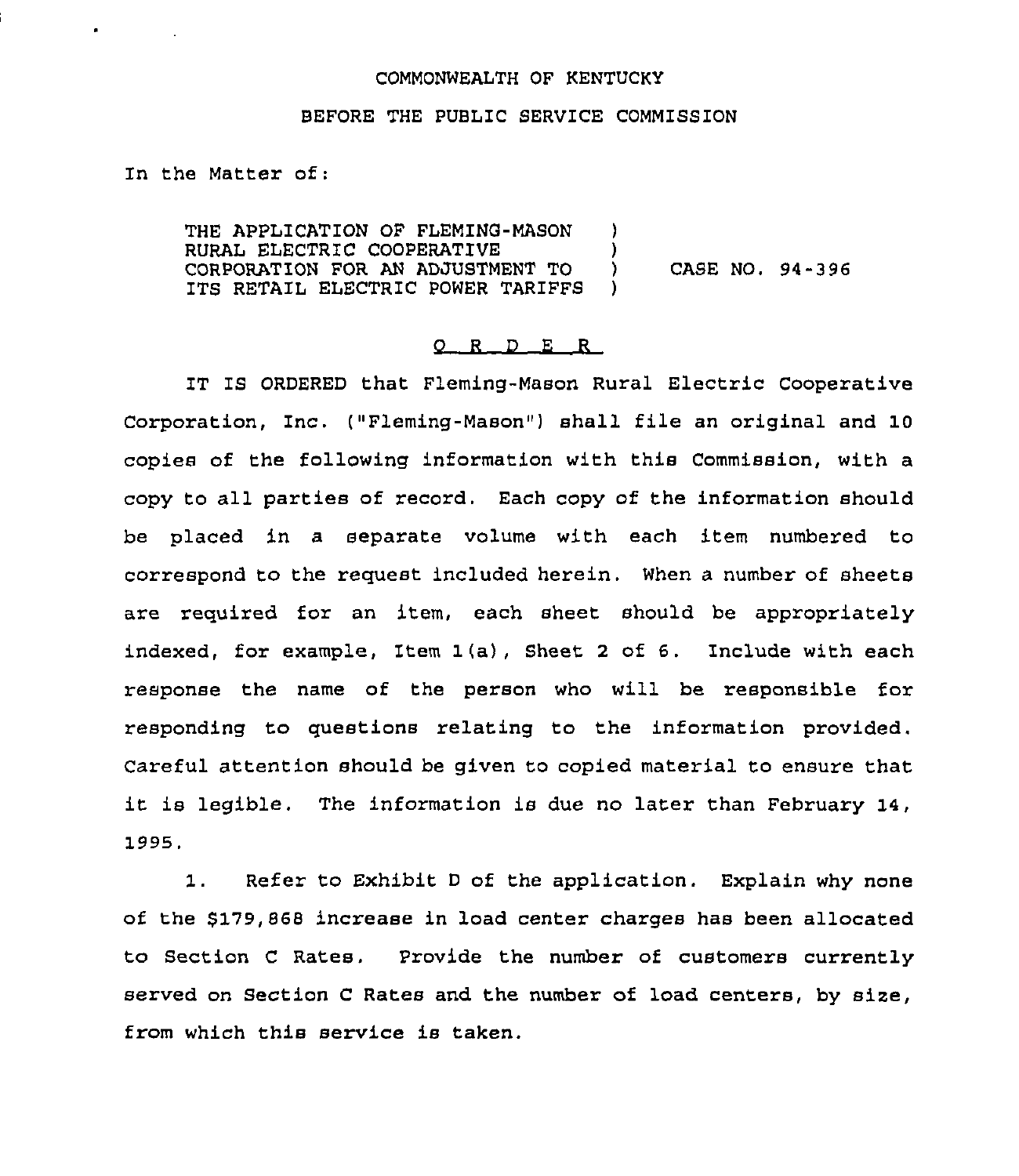COMMONWEALTH OF KENTUCKY

BEFORE THE PUBLIC SERVICE COMMISSION

In the Matter of:

THE APPLICATION OF FLEMING-MASON RURAL ELECTRIC COOPERATIVE CORPORATION FOR AN ADJUSTMENT TO ITS RETAIL ELECTRIC POWER TARIFFS ) CASE NO. 94-396

## O R D E R

IT IS ORDERED that Fleming-Mason Rural Electric Cooperative Corporation, Inc. ("Fleming-Mason") shall file an original and 10 copies of the following information with this Commission, with a copy to all parties of record. Each copy of the information should be placed in a separate volume with each item numbered to correspond to the request included herein. When a number of sheets are required for an item, each sheet should be appropriately indexed, for example, Item 1(a), Sheet 2 of 6. Include with each response the name of the person who will be responsible for responding to questions relating to the information provided. Careful attention should be given to copied material to ensure that it is legible. The information is due no later than February 14, 1995.

1. Refer to Exhibit D of the application. Explain why none of the $179,868 increase in load center charges has been allocated to Section C Rates. Provide the number of customers currently served on Section C Rates and the number of load centers, by size, from which this service is taken.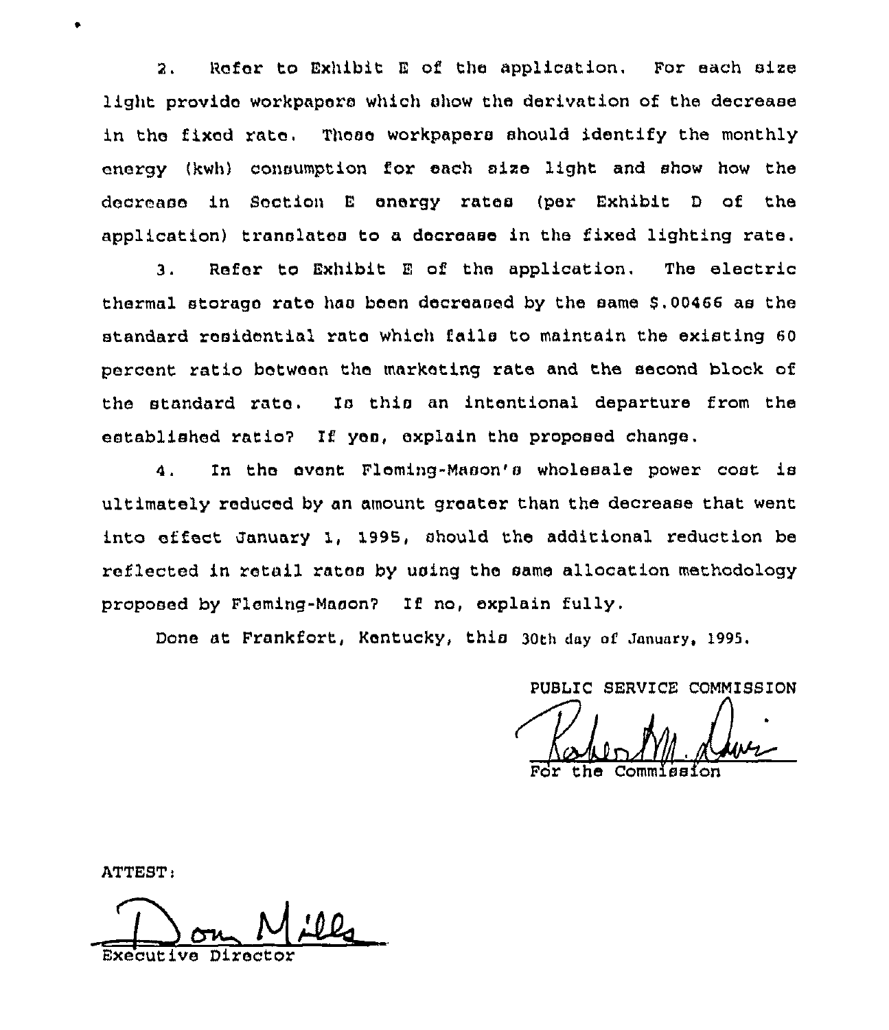2. Refer to Exhibit E of the application. For each size light provide workpapers which show the derivation of the decrease in the fixed rate. These workpapers should identify the monthly energy (kwh) consumption for each size light and show how the decrease in Section E energy rates (per Exhibit D of the application) translates to a decrease in the fixed lighting rate.

3. Refer to Exhibit E of the application. The electric thermal storage rate has been decreased by the same $.00466 as the standard residential rate which fails to maintain the existing 60 percent ratio between the marketing rate and the second block of the standard rate. Is this an intentional departure from the established ratio? If yes, explain the proposed change.

4. In the event Fleming-Mason's wholesale power cost is ultimately reduced by an amount greater than the decrease that went into effect January 1, 1995, should the additional reduction be reflected in retail rates by using the same allocation methodology proposed by Fleming-Mason? If no, explain fully.

Done at Frankfort, Kentucky, this 30th day of January, 1995.

PUBLIC SERVICE COMMISSION

For the Commission

ATTEST:

Executive Director